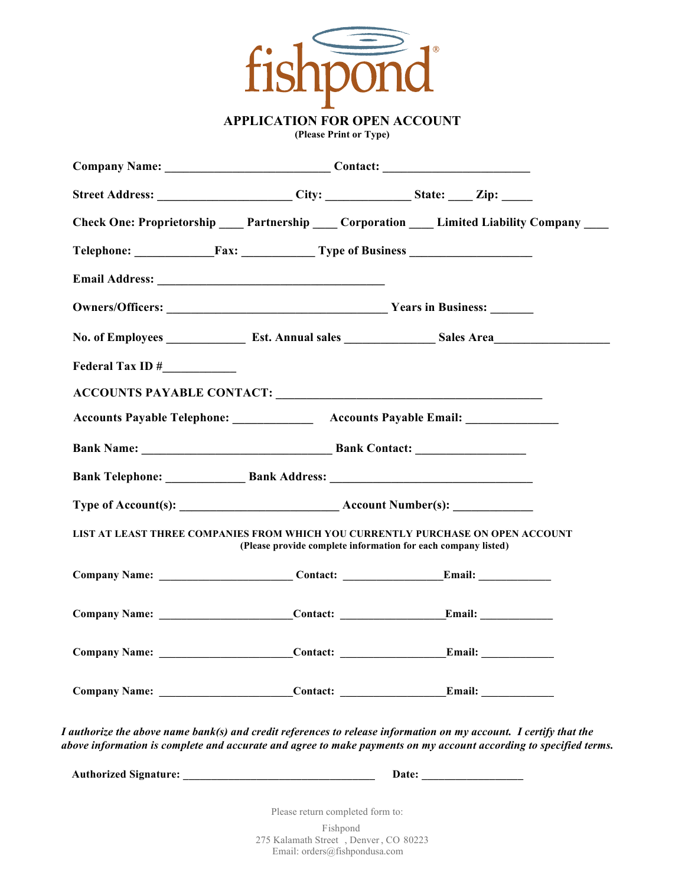# fishpond®

## APPLICATION FOR OPEN ACCOUNT

**(Please Print or Type)**

**Company Name:** ___________________________ **Contact:** ________________________

**Street Address:** ______________________ **City:** ______________ **State:** ____ **Zip:** _____

**Check One: Proprietorship** ____ **Partnership** ____ **Corporation** ____ **Limited Liability Company** ____

**Telephone:** _____________**Fax:** ____________ **Type of Business** ____________________

**Email Address:** _____________________________________

**Owners/Officers:** ____________________________________ **Years in Business:** _______

**No. of Employees** _____________ **Est. Annual sales** _______________ **Sales Area**___________________

**Federal Tax ID #**____________

**ACCOUNTS PAYABLE CONTACT:** ___________________________________________

**Accounts Payable Telephone:** _____________ **Accounts Payable Email:** _______________

**Bank Name:** _______________________________ **Bank Contact:** __________________

**Bank Telephone:** _____________ **Bank Address:** _________________________________

**Type of Account(s):** __________________________ **Account Number(s):** _____________

**LIST AT LEAST THREE COMPANIES FROM WHICH YOU CURRENTLY PURCHASE ON OPEN ACCOUNT**
**(Please provide complete information for each company listed)**

**Company Name:** _______________________ **Contact:** _________________**Email:** _____________

**Company Name:** _______________________**Contact:** __________________**Email:** _____________

**Company Name:** _______________________**Contact:** __________________**Email:** _____________

**Company Name:** _______________________**Contact:** __________________**Email:** _____________

***I authorize the above name bank(s) and credit references to release information on my account. I certify that the above information is complete and accurate and agree to make payments on my account according to specified terms.***

**Authorized Signature:** __________________________________ **Date:** __________________

Please return completed form to:

Fishpond
275 Kalamath Street , Denver , CO 80223
Email: orders@fishpondusa.com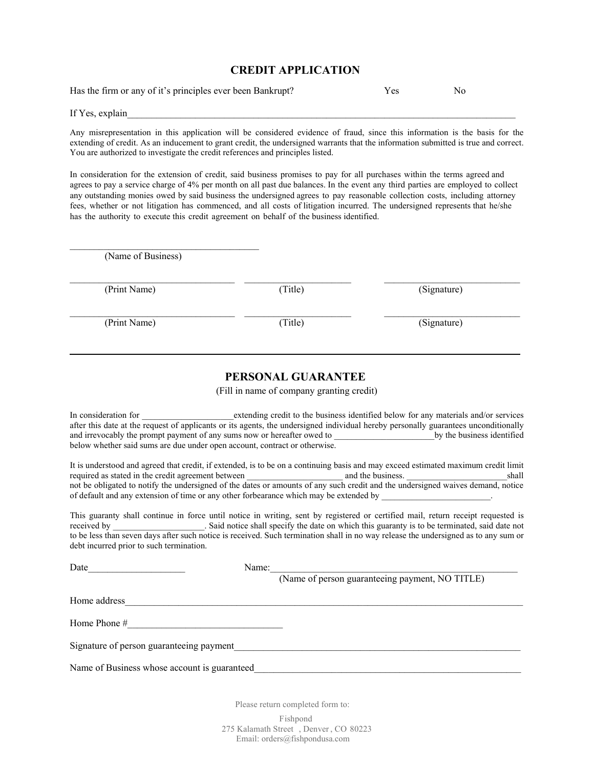## CREDIT APPLICATION

Has the firm or any of it's principles ever been Bankrupt? Yes No

If Yes, explain_______________________________________________________________________________

Any misrepresentation in this application will be considered evidence of fraud, since this information is the basis for the extending of credit. As an inducement to grant credit, the undersigned warrants that the information submitted is true and correct. You are authorized to investigate the credit references and principles listed.

In consideration for the extension of credit, said business promises to pay for all purchases within the terms agreed and agrees to pay a service charge of 4% per month on all past due balances. In the event any third parties are employed to collect any outstanding monies owed by said business the undersigned agrees to pay reasonable collection costs, including attorney fees, whether or not litigation has commenced, and all costs of litigation incurred. The undersigned represents that he/she has the authority to execute this credit agreement on behalf of the business identified.

_____________________________________
(Name of Business)

| | | |
|---|---|---|
| _____________________ | _____________________ | _____________________ |
| (Print Name) | (Title) | (Signature) |
| _____________________ | _____________________ | _____________________ |
| (Print Name) | (Title) | (Signature) |

---

## PERSONAL GUARANTEE

(Fill in name of company granting credit)

In consideration for ____________________extending credit to the business identified below for any materials and/or services after this date at the request of applicants or its agents, the undersigned individual hereby personally guarantees unconditionally and irrevocably the prompt payment of any sums now or hereafter owed to ______________________by the business identified below whether said sums are due under open account, contract or otherwise.

It is understood and agreed that credit, if extended, is to be on a continuing basis and may exceed estimated maximum credit limit required as stated in the credit agreement between ______________________ and the business. ______________________shall not be obligated to notify the undersigned of the dates or amounts of any such credit and the undersigned waives demand, notice of default and any extension of time or any other forbearance which may be extended by ________________________.

This guaranty shall continue in force until notice in writing, sent by registered or certified mail, return receipt requested is received by ____________________. Said notice shall specify the date on which this guaranty is to be terminated, said date not to be less than seven days after such notice is received. Such termination shall in no way release the undersigned as to any sum or debt incurred prior to such termination.

Date____________________ Name:____________________________________________________
(Name of person guaranteeing payment, NO TITLE)

Home address__________________________________________________________________________

Home Phone #________________________________

Signature of person guaranteeing payment_____________________________________________________

Name of Business whose account is guaranteed__________________________________________________

Please return completed form to:

Fishpond
275 Kalamath Street , Denver , CO 80223
Email: orders@fishpondusa.com